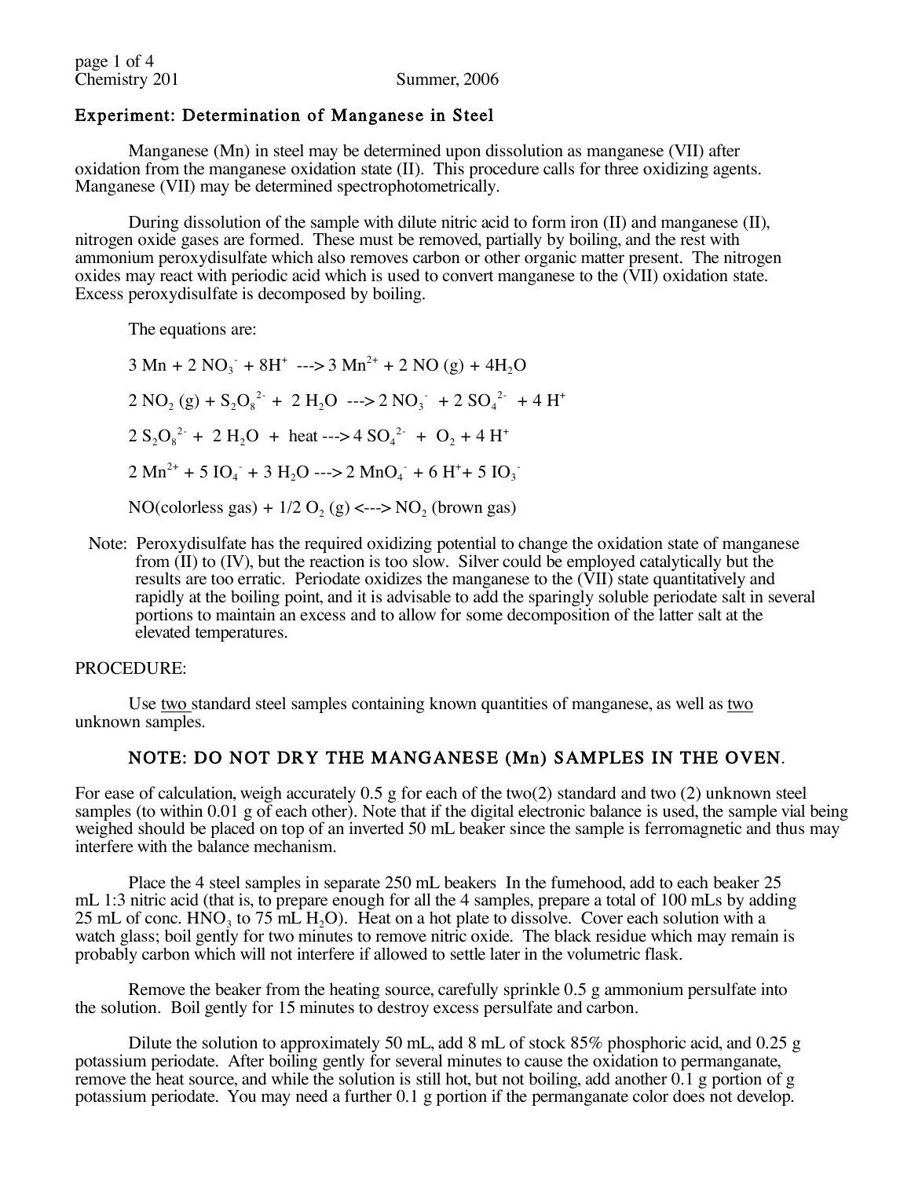Chemistry 201 Summer, 2006

## Experiment: Determination of Manganese in Steel

Manganese (Mn) in steel may be determined upon dissolution as manganese (VII) after oxidation from the manganese oxidation state (II). This procedure calls for three oxidizing agents. Manganese (VII) may be determined spectrophotometrically.

During dissolution of the sample with dilute nitric acid to form iron (II) and manganese (II), nitrogen oxide gases are formed. These must be removed, partially by boiling, and the rest with ammonium peroxydisulfate which also removes carbon or other organic matter present. The nitrogen oxides may react with periodic acid which is used to convert manganese to the (VII) oxidation state. Excess peroxydisulfate is decomposed by boiling.

The equations are:

$$3\ Mn + 2\ NO_3^- + 8H^+ \longrightarrow 3\ Mn^{2+} + 2\ NO\ (g) + 4H_2O$$

$$2\ NO_2\ (g) + S_2O_8^{2-} + 2\ H_2O \longrightarrow 2\ NO_3^- + 2\ SO_4^{2-} + 4\ H^+$$

$$2\ S_2O_8^{2-} + 2\ H_2O + \text{heat} \longrightarrow 4\ SO_4^{2-} + O_2 + 4\ H^+$$

$$2\ Mn^{2+} + 5\ IO_4^- + 3\ H_2O \longrightarrow 2\ MnO_4^- + 6\ H^+ + 5\ IO_3^-$$

$$NO\text{(colorless gas)} + 1/2\ O_2\ (g) \longleftrightarrow NO_2\ \text{(brown gas)}$$

Note: Peroxydisulfate has the required oxidizing potential to change the oxidation state of manganese from (II) to (IV), but the reaction is too slow. Silver could be employed catalytically but the results are too erratic. Periodate oxidizes the manganese to the (VII) state quantitatively and rapidly at the boiling point, and it is advisable to add the sparingly soluble periodate salt in several portions to maintain an excess and to allow for some decomposition of the latter salt at the elevated temperatures.

PROCEDURE:

Use two standard steel samples containing known quantities of manganese, as well as two unknown samples.

### NOTE: DO NOT DRY THE MANGANESE (Mn) SAMPLES IN THE OVEN.

For ease of calculation, weigh accurately 0.5 g for each of the two(2) standard and two (2) unknown steel samples (to within 0.01 g of each other). Note that if the digital electronic balance is used, the sample vial being weighed should be placed on top of an inverted 50 mL beaker since the sample is ferromagnetic and thus may interfere with the balance mechanism.

Place the 4 steel samples in separate 250 mL beakers In the fumehood, add to each beaker 25 mL 1:3 nitric acid (that is, to prepare enough for all the 4 samples, prepare a total of 100 mLs by adding 25 mL of conc. $HNO_3$ to 75 mL $H_2O$). Heat on a hot plate to dissolve. Cover each solution with a watch glass; boil gently for two minutes to remove nitric oxide. The black residue which may remain is probably carbon which will not interfere if allowed to settle later in the volumetric flask.

Remove the beaker from the heating source, carefully sprinkle 0.5 g ammonium persulfate into the solution. Boil gently for 15 minutes to destroy excess persulfate and carbon.

Dilute the solution to approximately 50 mL, add 8 mL of stock 85% phosphoric acid, and 0.25 g potassium periodate. After boiling gently for several minutes to cause the oxidation to permanganate, remove the heat source, and while the solution is still hot, but not boiling, add another 0.1 g portion of g potassium periodate. You may need a further 0.1 g portion if the permanganate color does not develop.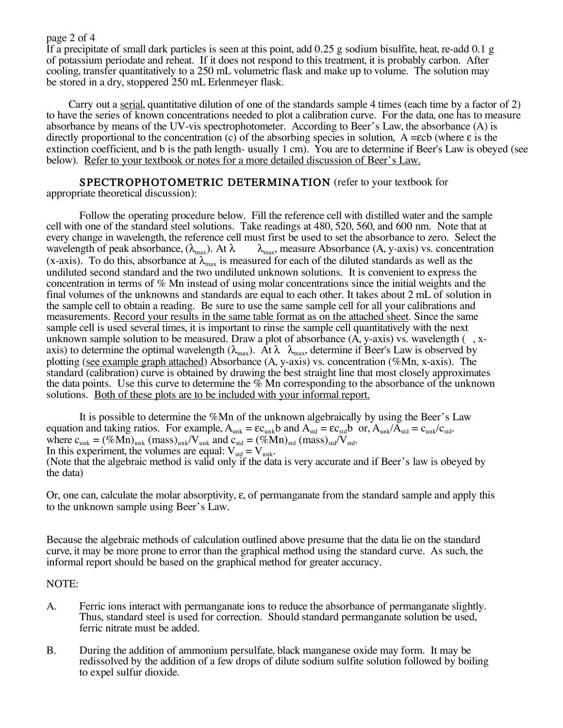If a precipitate of small dark particles is seen at this point, add 0.25 g sodium bisulfite, heat, re-add 0.1 g of potassium periodate and reheat. If it does not respond to this treatment, it is probably carbon. After cooling, transfer quantitatively to a 250 mL volumetric flask and make up to volume. The solution may be stored in a dry, stoppered 250 mL Erlenmeyer flask.

Carry out a serial, quantitative dilution of one of the standards sample 4 times (each time by a factor of 2) to have the series of known concentrations needed to plot a calibration curve. For the data, one has to measure absorbance by means of the UV-vis spectrophotometer. According to Beer's Law, the absorbance (A) is directly proportional to the concentration (c) of the absorbing species in solution, $A = \varepsilon cb$ (where $\varepsilon$ is the extinction coefficient, and b is the path length- usually 1 cm). You are to determine if Beer's Law is obeyed (see below). Refer to your textbook or notes for a more detailed discussion of Beer's Law.

**SPECTROPHOTOMETRIC DETERMINATION** (refer to your textbook for appropriate theoretical discussion):

Follow the operating procedure below. Fill the reference cell with distilled water and the sample cell with one of the standard steel solutions. Take readings at 480, 520, 560, and 600 nm. Note that at every change in wavelength, the reference cell must first be used to set the absorbance to zero. Select the wavelength of peak absorbance, ($\lambda_{max}$). At $\lambda$ $\lambda_{max}$, measure Absorbance (A, y-axis) vs. concentration (x-axis). To do this, absorbance at $\lambda_{max}$ is measured for each of the diluted standards as well as the undiluted second standard and the two undiluted unknown solutions. It is convenient to express the concentration in terms of % Mn instead of using molar concentrations since the initial weights and the final volumes of the unknowns and standards are equal to each other. It takes about 2 mL of solution in the sample cell to obtain a reading. Be sure to use the same sample cell for all your calibrations and measurements. Record your results in the same table format as on the attached sheet. Since the same sample cell is used several times, it is important to rinse the sample cell quantitatively with the next unknown sample solution to be measured. Draw a plot of absorbance (A, y-axis) vs. wavelength ( , x-axis) to determine the optimal wavelength ($\lambda_{max}$). At $\lambda$ $\lambda_{max}$, determine if Beer's Law is observed by plotting (see example graph attached) Absorbance (A, y-axis) vs. concentration (%Mn, x-axis). The standard (calibration) curve is obtained by drawing the best straight line that most closely approximates the data points. Use this curve to determine the % Mn corresponding to the absorbance of the unknown solutions. Both of these plots are to be included with your informal report.

It is possible to determine the %Mn of the unknown algebraically by using the Beer's Law equation and taking ratios. For example, $A_{unk} = \varepsilon c_{unk} b$ and $A_{std} = \varepsilon c_{std} b$ or, $A_{unk}/A_{std} = c_{unk}/c_{std}$.
where $c_{unk} = (\%Mn)_{unk}\ (mass)_{unk}/V_{unk}$ and $c_{std} = (\%Mn)_{std}\ (mass)_{std}/V_{std}$.
In this experiment, the volumes are equal: $V_{std} = V_{unk}$.
(Note that the algebraic method is valid only if the data is very accurate and if Beer's law is obeyed by the data)

Or, one can, calculate the molar absorptivity, $\varepsilon$, of permanganate from the standard sample and apply this to the unknown sample using Beer's Law.

Because the algebraic methods of calculation outlined above presume that the data lie on the standard curve, it may be more prone to error than the graphical method using the standard curve. As such, the informal report should be based on the graphical method for greater accuracy.

NOTE:

A. Ferric ions interact with permanganate ions to reduce the absorbance of permanganate slightly. Thus, standard steel is used for correction. Should standard permanganate solution be used, ferric nitrate must be added.

B. During the addition of ammonium persulfate, black manganese oxide may form. It may be redissolved by the addition of a few drops of dilute sodium sulfite solution followed by boiling to expel sulfur dioxide.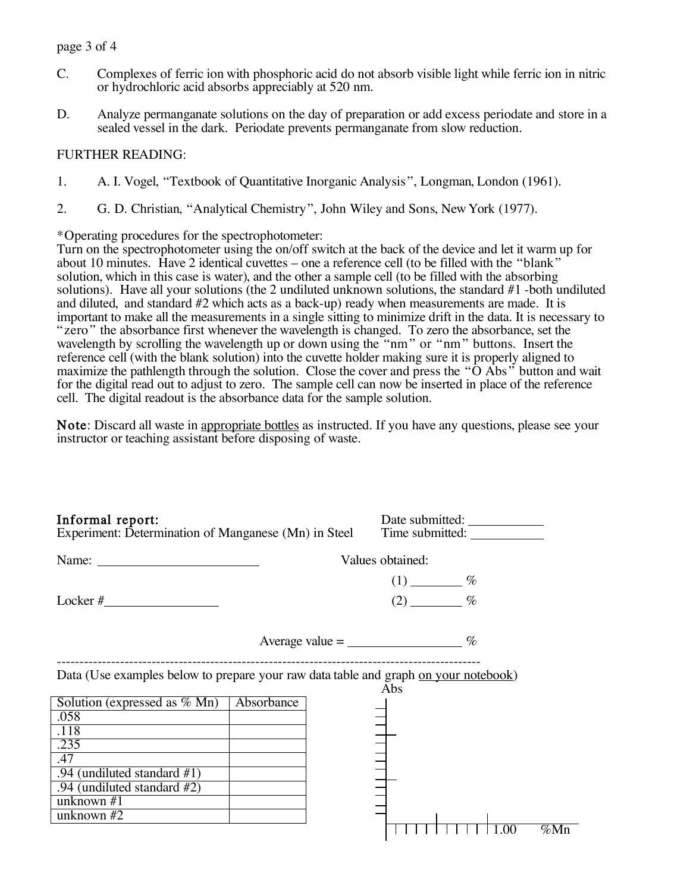C. Complexes of ferric ion with phosphoric acid do not absorb visible light while ferric ion in nitric or hydrochloric acid absorbs appreciably at 520 nm.

D. Analyze permanganate solutions on the day of preparation or add excess periodate and store in a sealed vessel in the dark. Periodate prevents permanganate from slow reduction.

FURTHER READING:

1. A. I. Vogel, "Textbook of Quantitative Inorganic Analysis", Longman, London (1961).

2. G. D. Christian, "Analytical Chemistry", John Wiley and Sons, New York (1977).

*Operating procedures for the spectrophotometer:
Turn on the spectrophotometer using the on/off switch at the back of the device and let it warm up for about 10 minutes. Have 2 identical cuvettes – one a reference cell (to be filled with the "blank" solution, which in this case is water), and the other a sample cell (to be filled with the absorbing solutions). Have all your solutions (the 2 undiluted unknown solutions, the standard #1 -both undiluted and diluted, and standard #2 which acts as a back-up) ready when measurements are made. It is important to make all the measurements in a single sitting to minimize drift in the data. It is necessary to "zero" the absorbance first whenever the wavelength is changed. To zero the absorbance, set the wavelength by scrolling the wavelength up or down using the "nm" or "nm" buttons. Insert the reference cell (with the blank solution) into the cuvette holder making sure it is properly aligned to maximize the pathlength through the solution. Close the cover and press the "O Abs" button and wait for the digital read out to adjust to zero. The sample cell can now be inserted in place of the reference cell. The digital readout is the absorbance data for the sample solution.

**Note**: Discard all waste in <u>appropriate bottles</u> as instructed. If you have any questions, please see your instructor or teaching assistant before disposing of waste.

**Informal report:**
Experiment: Determination of Manganese (Mn) in Steel

Date submitted: ___________
Time submitted: ___________

Name: ________________________

Locker #________________

Values obtained:

(1) _______ %

(2) _______ %

Average value = ________________ %

---

Data (Use examples below to prepare your raw data table and graph <u>on your notebook</u>)

| Solution (expressed as % Mn) | Absorbance |
|---|---|
| .058 | |
| .118 | |
| .235 | |
| .47 | |
| .94 (undiluted standard #1) | |
| .94 (undiluted standard #2) | |
| unknown #1 | |
| unknown #2 | |

Abs

1.00 %Mn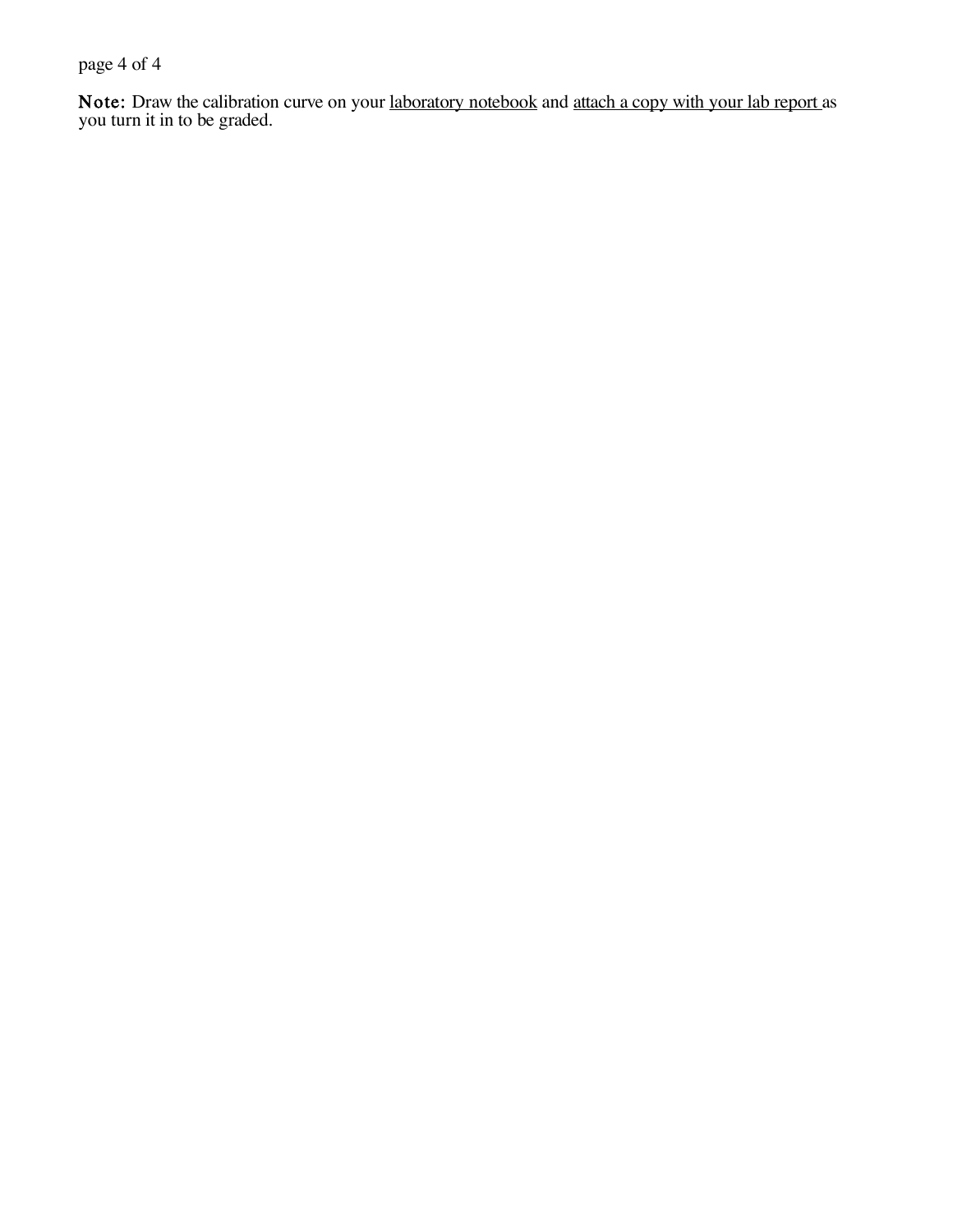**Note:** Draw the calibration curve on your laboratory notebook and attach a copy with your lab report as you turn it in to be graded.